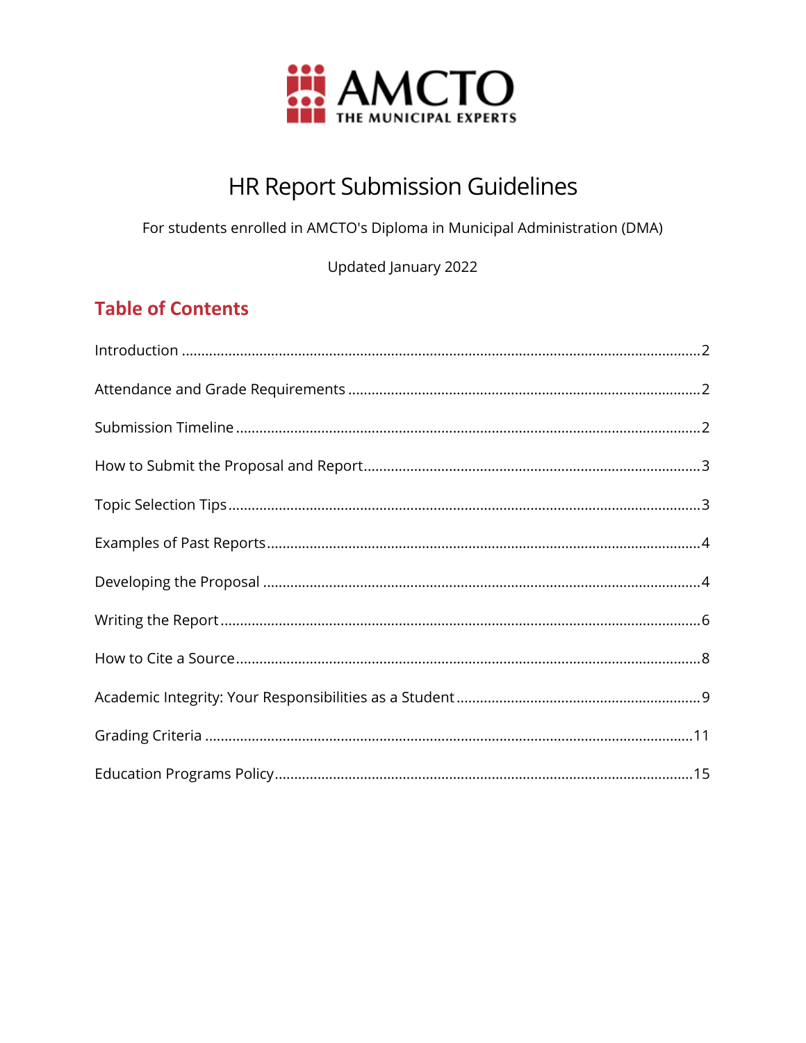AMCTO
THE MUNICIPAL EXPERTS

# HR Report Submission Guidelines

For students enrolled in AMCTO's Diploma in Municipal Administration (DMA)

Updated January 2022

## Table of Contents

Introduction ........ 2

Attendance and Grade Requirements ........ 2

Submission Timeline ........ 2

How to Submit the Proposal and Report ........ 3

Topic Selection Tips ........ 3

Examples of Past Reports ........ 4

Developing the Proposal ........ 4

Writing the Report ........ 6

How to Cite a Source ........ 8

Academic Integrity: Your Responsibilities as a Student ........ 9

Grading Criteria ........ 11

Education Programs Policy ........ 15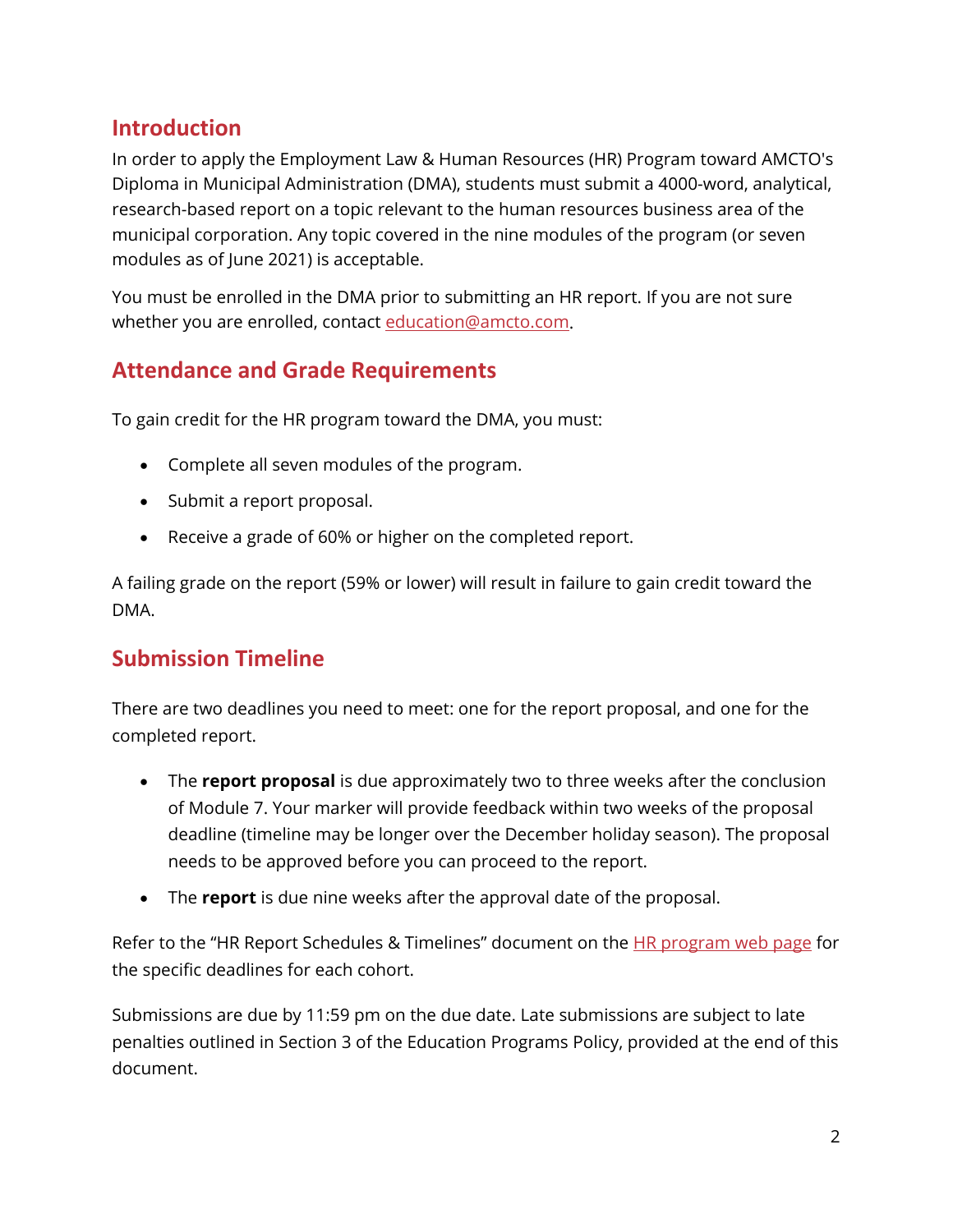## Introduction

In order to apply the Employment Law & Human Resources (HR) Program toward AMCTO's Diploma in Municipal Administration (DMA), students must submit a 4000-word, analytical, research-based report on a topic relevant to the human resources business area of the municipal corporation. Any topic covered in the nine modules of the program (or seven modules as of June 2021) is acceptable.

You must be enrolled in the DMA prior to submitting an HR report. If you are not sure whether you are enrolled, contact [education@amcto.com](mailto:education@amcto.com).

## Attendance and Grade Requirements

To gain credit for the HR program toward the DMA, you must:

- Complete all seven modules of the program.
- Submit a report proposal.
- Receive a grade of 60% or higher on the completed report.

A failing grade on the report (59% or lower) will result in failure to gain credit toward the DMA.

## Submission Timeline

There are two deadlines you need to meet: one for the report proposal, and one for the completed report.

- The **report proposal** is due approximately two to three weeks after the conclusion of Module 7. Your marker will provide feedback within two weeks of the proposal deadline (timeline may be longer over the December holiday season). The proposal needs to be approved before you can proceed to the report.
- The **report** is due nine weeks after the approval date of the proposal.

Refer to the "HR Report Schedules & Timelines" document on the HR program web page for the specific deadlines for each cohort.

Submissions are due by 11:59 pm on the due date. Late submissions are subject to late penalties outlined in Section 3 of the Education Programs Policy, provided at the end of this document.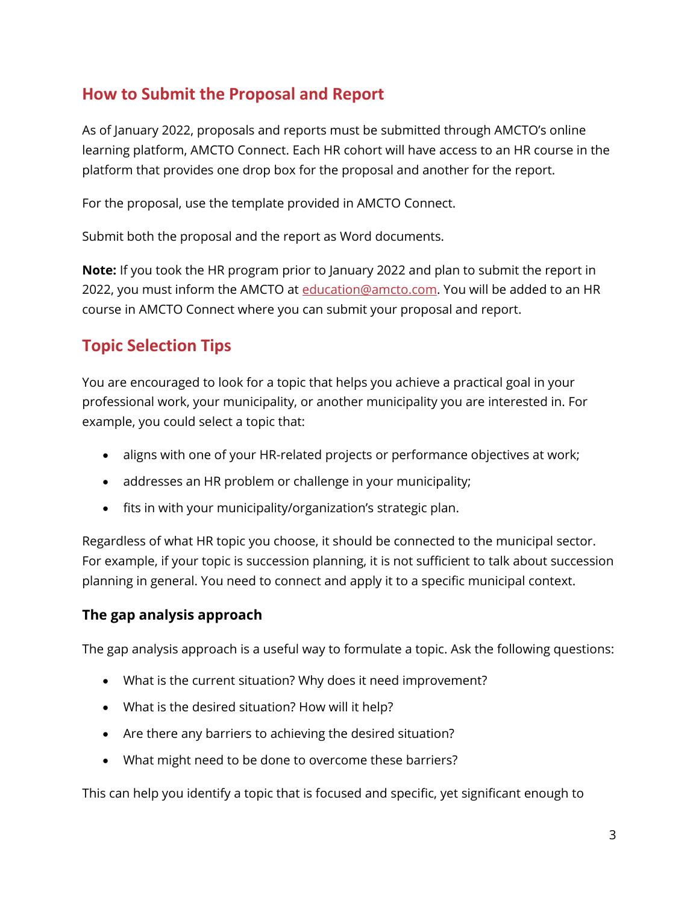## How to Submit the Proposal and Report

As of January 2022, proposals and reports must be submitted through AMCTO's online learning platform, AMCTO Connect. Each HR cohort will have access to an HR course in the platform that provides one drop box for the proposal and another for the report.

For the proposal, use the template provided in AMCTO Connect.

Submit both the proposal and the report as Word documents.

**Note:** If you took the HR program prior to January 2022 and plan to submit the report in 2022, you must inform the AMCTO at education@amcto.com. You will be added to an HR course in AMCTO Connect where you can submit your proposal and report.

## Topic Selection Tips

You are encouraged to look for a topic that helps you achieve a practical goal in your professional work, your municipality, or another municipality you are interested in. For example, you could select a topic that:

- aligns with one of your HR-related projects or performance objectives at work;
- addresses an HR problem or challenge in your municipality;
- fits in with your municipality/organization's strategic plan.

Regardless of what HR topic you choose, it should be connected to the municipal sector. For example, if your topic is succession planning, it is not sufficient to talk about succession planning in general. You need to connect and apply it to a specific municipal context.

### The gap analysis approach

The gap analysis approach is a useful way to formulate a topic. Ask the following questions:

- What is the current situation? Why does it need improvement?
- What is the desired situation? How will it help?
- Are there any barriers to achieving the desired situation?
- What might need to be done to overcome these barriers?

This can help you identify a topic that is focused and specific, yet significant enough to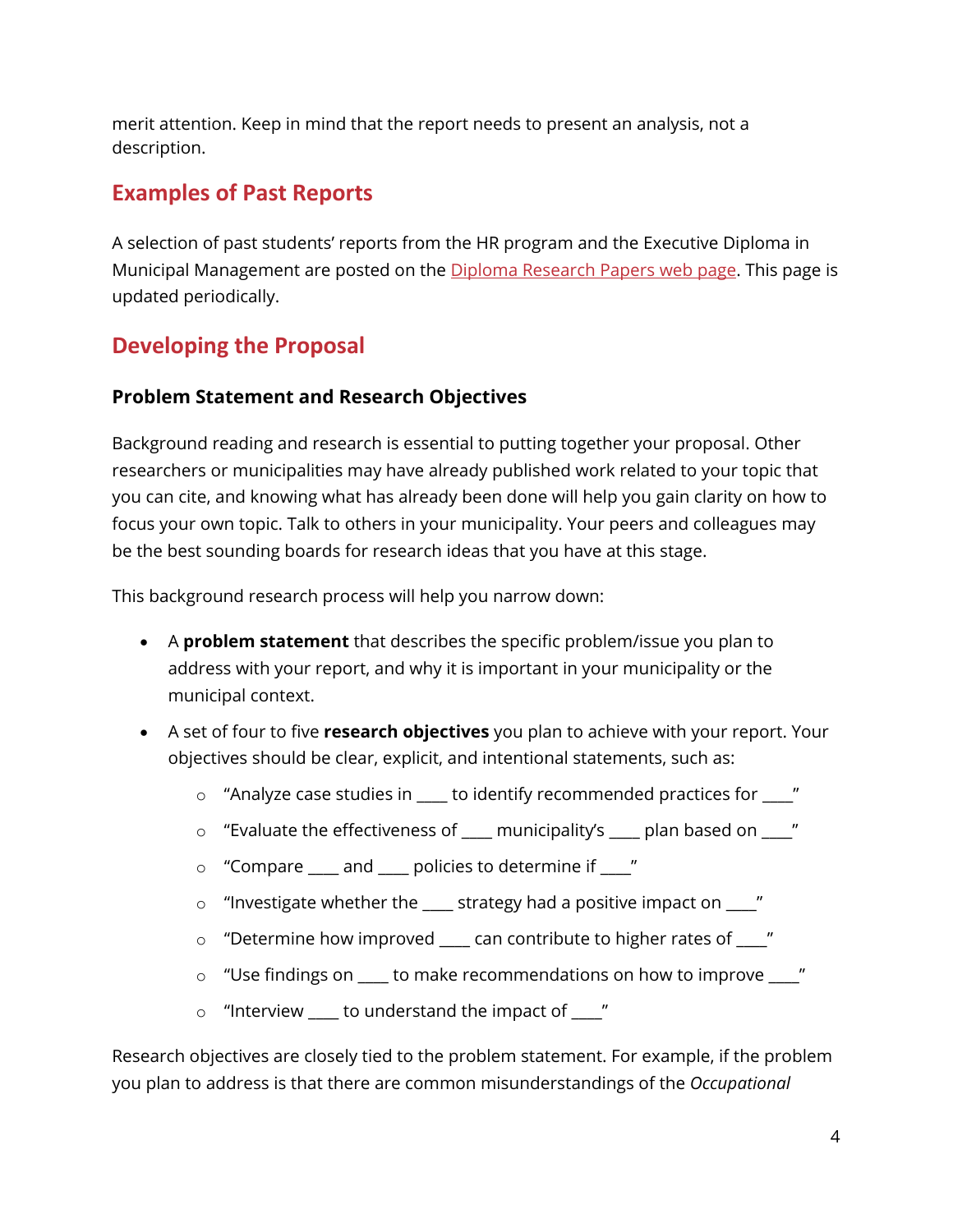merit attention. Keep in mind that the report needs to present an analysis, not a description.

## Examples of Past Reports

A selection of past students' reports from the HR program and the Executive Diploma in Municipal Management are posted on the Diploma Research Papers web page. This page is updated periodically.

## Developing the Proposal

### Problem Statement and Research Objectives

Background reading and research is essential to putting together your proposal. Other researchers or municipalities may have already published work related to your topic that you can cite, and knowing what has already been done will help you gain clarity on how to focus your own topic. Talk to others in your municipality. Your peers and colleagues may be the best sounding boards for research ideas that you have at this stage.

This background research process will help you narrow down:

- A **problem statement** that describes the specific problem/issue you plan to address with your report, and why it is important in your municipality or the municipal context.
- A set of four to five **research objectives** you plan to achieve with your report. Your objectives should be clear, explicit, and intentional statements, such as:
  - "Analyze case studies in ____ to identify recommended practices for ____"
  - "Evaluate the effectiveness of ____ municipality's ____ plan based on ____"
  - "Compare ____ and ____ policies to determine if ____"
  - "Investigate whether the ____ strategy had a positive impact on ____"
  - "Determine how improved ____ can contribute to higher rates of ____"
  - "Use findings on ____ to make recommendations on how to improve ____"
  - "Interview ____ to understand the impact of ____"

Research objectives are closely tied to the problem statement. For example, if the problem you plan to address is that there are common misunderstandings of the *Occupational*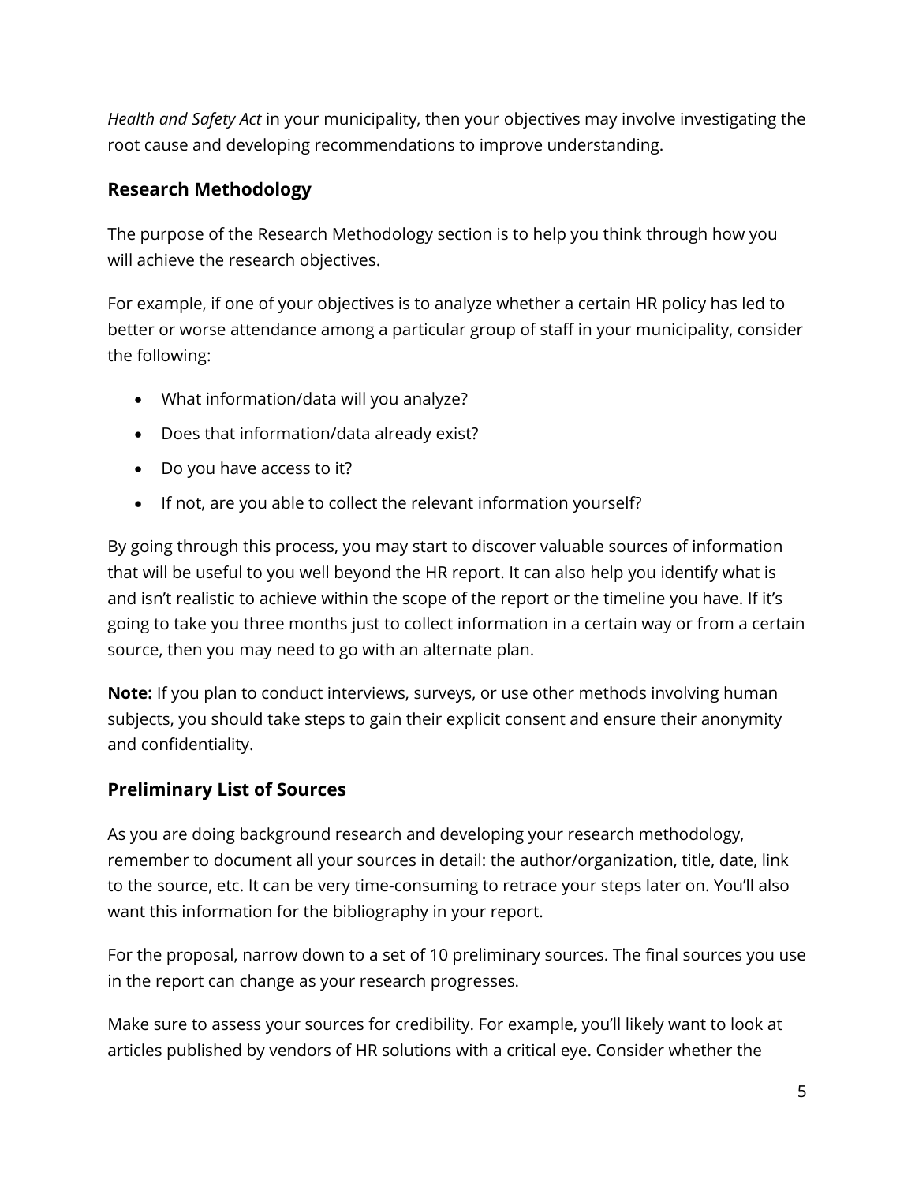*Health and Safety Act* in your municipality, then your objectives may involve investigating the root cause and developing recommendations to improve understanding.

### Research Methodology

The purpose of the Research Methodology section is to help you think through how you will achieve the research objectives.

For example, if one of your objectives is to analyze whether a certain HR policy has led to better or worse attendance among a particular group of staff in your municipality, consider the following:

- What information/data will you analyze?
- Does that information/data already exist?
- Do you have access to it?
- If not, are you able to collect the relevant information yourself?

By going through this process, you may start to discover valuable sources of information that will be useful to you well beyond the HR report. It can also help you identify what is and isn't realistic to achieve within the scope of the report or the timeline you have. If it's going to take you three months just to collect information in a certain way or from a certain source, then you may need to go with an alternate plan.

**Note:** If you plan to conduct interviews, surveys, or use other methods involving human subjects, you should take steps to gain their explicit consent and ensure their anonymity and confidentiality.

### Preliminary List of Sources

As you are doing background research and developing your research methodology, remember to document all your sources in detail: the author/organization, title, date, link to the source, etc. It can be very time-consuming to retrace your steps later on. You'll also want this information for the bibliography in your report.

For the proposal, narrow down to a set of 10 preliminary sources. The final sources you use in the report can change as your research progresses.

Make sure to assess your sources for credibility. For example, you'll likely want to look at articles published by vendors of HR solutions with a critical eye. Consider whether the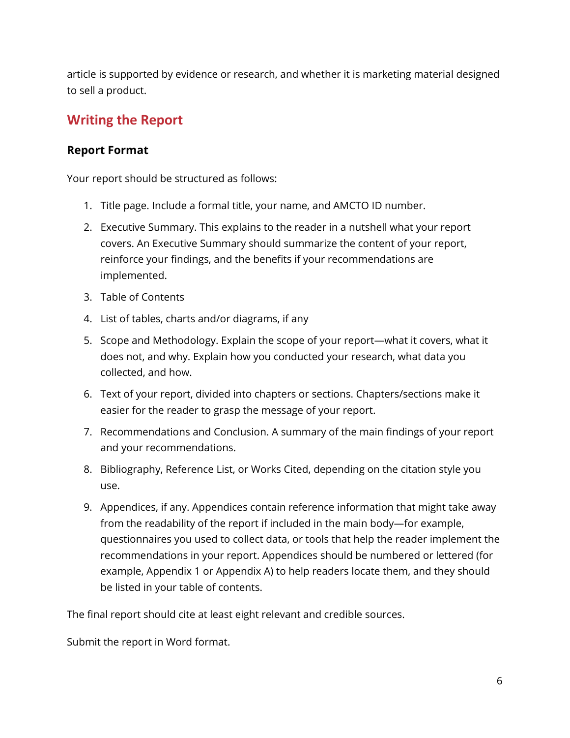article is supported by evidence or research, and whether it is marketing material designed to sell a product.

## Writing the Report

### Report Format

Your report should be structured as follows:

1. Title page. Include a formal title, your name, and AMCTO ID number.
2. Executive Summary. This explains to the reader in a nutshell what your report covers. An Executive Summary should summarize the content of your report, reinforce your findings, and the benefits if your recommendations are implemented.
3. Table of Contents
4. List of tables, charts and/or diagrams, if any
5. Scope and Methodology. Explain the scope of your report—what it covers, what it does not, and why. Explain how you conducted your research, what data you collected, and how.
6. Text of your report, divided into chapters or sections. Chapters/sections make it easier for the reader to grasp the message of your report.
7. Recommendations and Conclusion. A summary of the main findings of your report and your recommendations.
8. Bibliography, Reference List, or Works Cited, depending on the citation style you use.
9. Appendices, if any. Appendices contain reference information that might take away from the readability of the report if included in the main body—for example, questionnaires you used to collect data, or tools that help the reader implement the recommendations in your report. Appendices should be numbered or lettered (for example, Appendix 1 or Appendix A) to help readers locate them, and they should be listed in your table of contents.

The final report should cite at least eight relevant and credible sources.

Submit the report in Word format.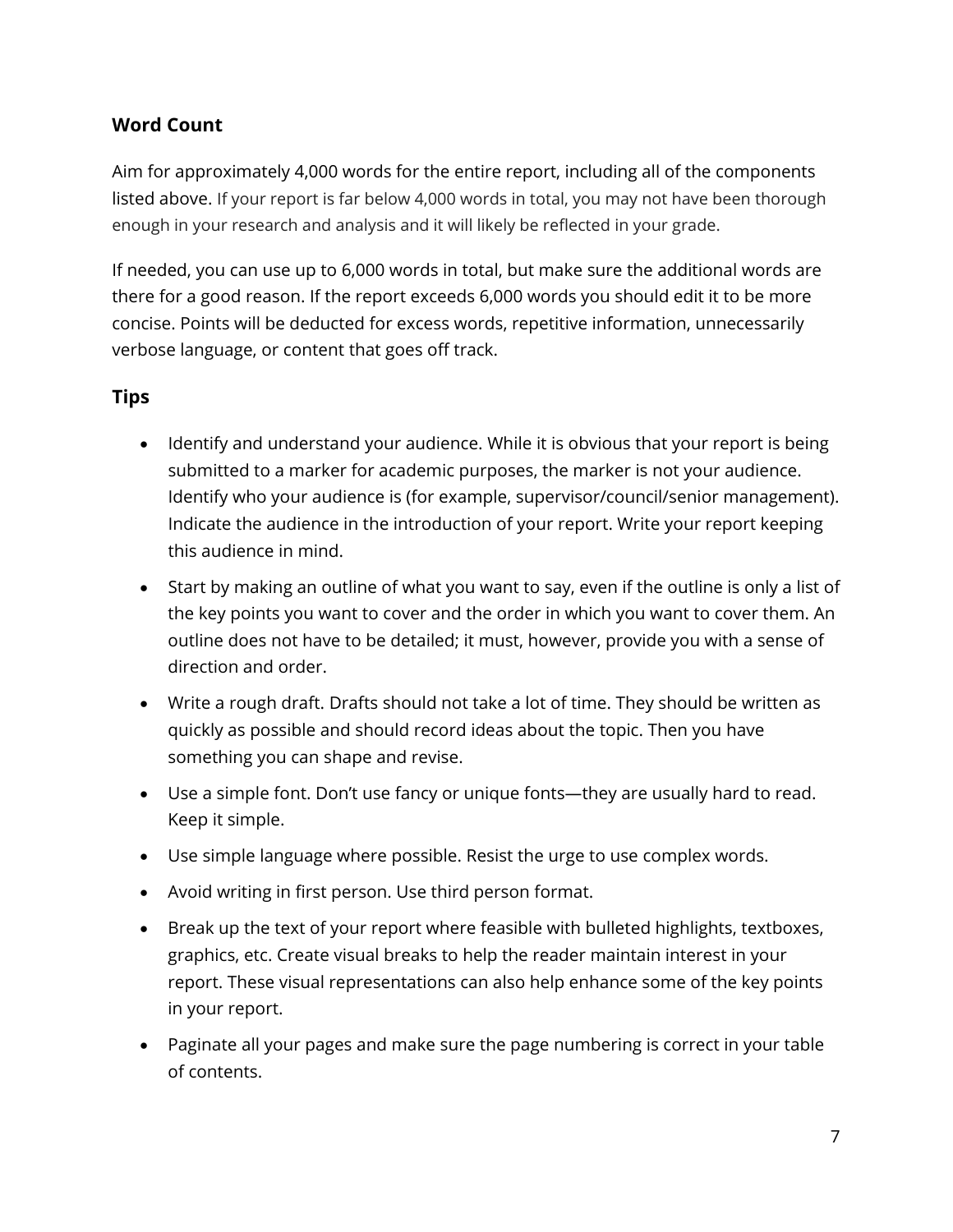## Word Count

Aim for approximately 4,000 words for the entire report, including all of the components listed above. If your report is far below 4,000 words in total, you may not have been thorough enough in your research and analysis and it will likely be reflected in your grade.

If needed, you can use up to 6,000 words in total, but make sure the additional words are there for a good reason. If the report exceeds 6,000 words you should edit it to be more concise. Points will be deducted for excess words, repetitive information, unnecessarily verbose language, or content that goes off track.

## Tips

- Identify and understand your audience. While it is obvious that your report is being submitted to a marker for academic purposes, the marker is not your audience. Identify who your audience is (for example, supervisor/council/senior management). Indicate the audience in the introduction of your report. Write your report keeping this audience in mind.
- Start by making an outline of what you want to say, even if the outline is only a list of the key points you want to cover and the order in which you want to cover them. An outline does not have to be detailed; it must, however, provide you with a sense of direction and order.
- Write a rough draft. Drafts should not take a lot of time. They should be written as quickly as possible and should record ideas about the topic. Then you have something you can shape and revise.
- Use a simple font. Don't use fancy or unique fonts—they are usually hard to read. Keep it simple.
- Use simple language where possible. Resist the urge to use complex words.
- Avoid writing in first person. Use third person format.
- Break up the text of your report where feasible with bulleted highlights, textboxes, graphics, etc. Create visual breaks to help the reader maintain interest in your report. These visual representations can also help enhance some of the key points in your report.
- Paginate all your pages and make sure the page numbering is correct in your table of contents.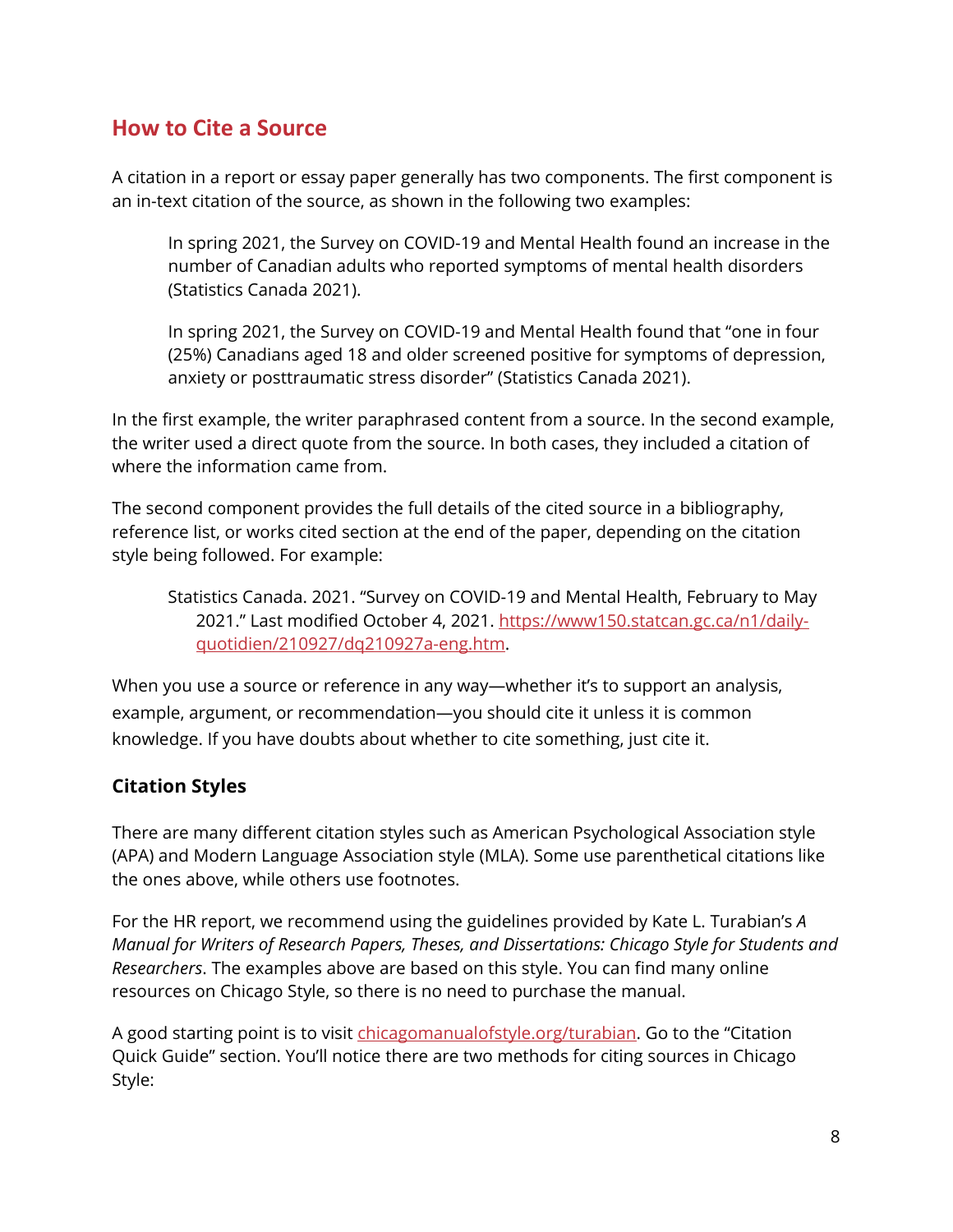## How to Cite a Source

A citation in a report or essay paper generally has two components. The first component is an in-text citation of the source, as shown in the following two examples:

> In spring 2021, the Survey on COVID-19 and Mental Health found an increase in the number of Canadian adults who reported symptoms of mental health disorders (Statistics Canada 2021).
>
> In spring 2021, the Survey on COVID-19 and Mental Health found that "one in four (25%) Canadians aged 18 and older screened positive for symptoms of depression, anxiety or posttraumatic stress disorder" (Statistics Canada 2021).

In the first example, the writer paraphrased content from a source. In the second example, the writer used a direct quote from the source. In both cases, they included a citation of where the information came from.

The second component provides the full details of the cited source in a bibliography, reference list, or works cited section at the end of the paper, depending on the citation style being followed. For example:

> Statistics Canada. 2021. "Survey on COVID-19 and Mental Health, February to May 2021." Last modified October 4, 2021. https://www150.statcan.gc.ca/n1/daily-quotidien/210927/dq210927a-eng.htm.

When you use a source or reference in any way—whether it's to support an analysis, example, argument, or recommendation—you should cite it unless it is common knowledge. If you have doubts about whether to cite something, just cite it.

### Citation Styles

There are many different citation styles such as American Psychological Association style (APA) and Modern Language Association style (MLA). Some use parenthetical citations like the ones above, while others use footnotes.

For the HR report, we recommend using the guidelines provided by Kate L. Turabian's *A Manual for Writers of Research Papers, Theses, and Dissertations: Chicago Style for Students and Researchers*. The examples above are based on this style. You can find many online resources on Chicago Style, so there is no need to purchase the manual.

A good starting point is to visit chicagomanualofstyle.org/turabian. Go to the "Citation Quick Guide" section. You'll notice there are two methods for citing sources in Chicago Style: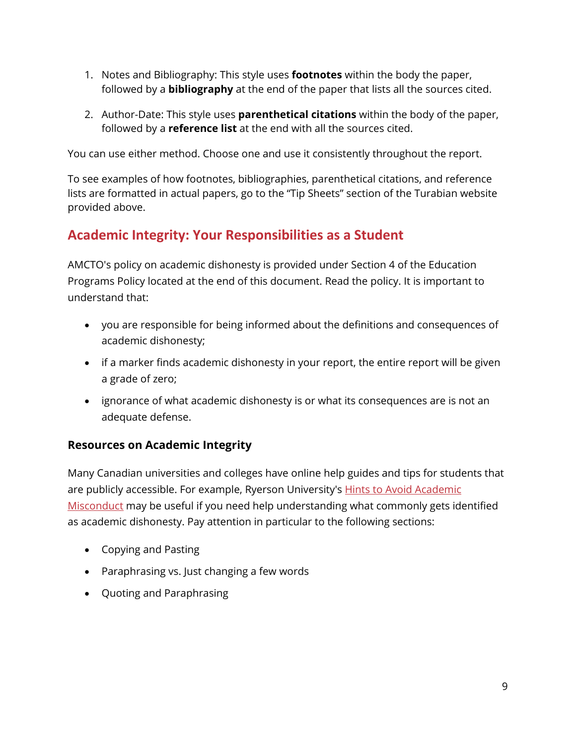1. Notes and Bibliography: This style uses **footnotes** within the body the paper, followed by a **bibliography** at the end of the paper that lists all the sources cited.
2. Author-Date: This style uses **parenthetical citations** within the body of the paper, followed by a **reference list** at the end with all the sources cited.

You can use either method. Choose one and use it consistently throughout the report.

To see examples of how footnotes, bibliographies, parenthetical citations, and reference lists are formatted in actual papers, go to the "Tip Sheets" section of the Turabian website provided above.

## Academic Integrity: Your Responsibilities as a Student

AMCTO's policy on academic dishonesty is provided under Section 4 of the Education Programs Policy located at the end of this document. Read the policy. It is important to understand that:

- you are responsible for being informed about the definitions and consequences of academic dishonesty;
- if a marker finds academic dishonesty in your report, the entire report will be given a grade of zero;
- ignorance of what academic dishonesty is or what its consequences are is not an adequate defense.

### Resources on Academic Integrity

Many Canadian universities and colleges have online help guides and tips for students that are publicly accessible. For example, Ryerson University's Hints to Avoid Academic Misconduct may be useful if you need help understanding what commonly gets identified as academic dishonesty. Pay attention in particular to the following sections:

- Copying and Pasting
- Paraphrasing vs. Just changing a few words
- Quoting and Paraphrasing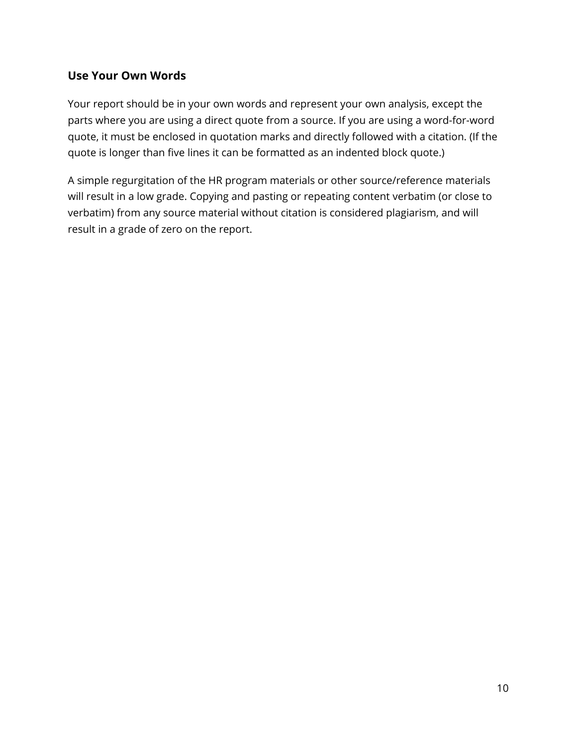### Use Your Own Words

Your report should be in your own words and represent your own analysis, except the parts where you are using a direct quote from a source. If you are using a word-for-word quote, it must be enclosed in quotation marks and directly followed with a citation. (If the quote is longer than five lines it can be formatted as an indented block quote.)

A simple regurgitation of the HR program materials or other source/reference materials will result in a low grade. Copying and pasting or repeating content verbatim (or close to verbatim) from any source material without citation is considered plagiarism, and will result in a grade of zero on the report.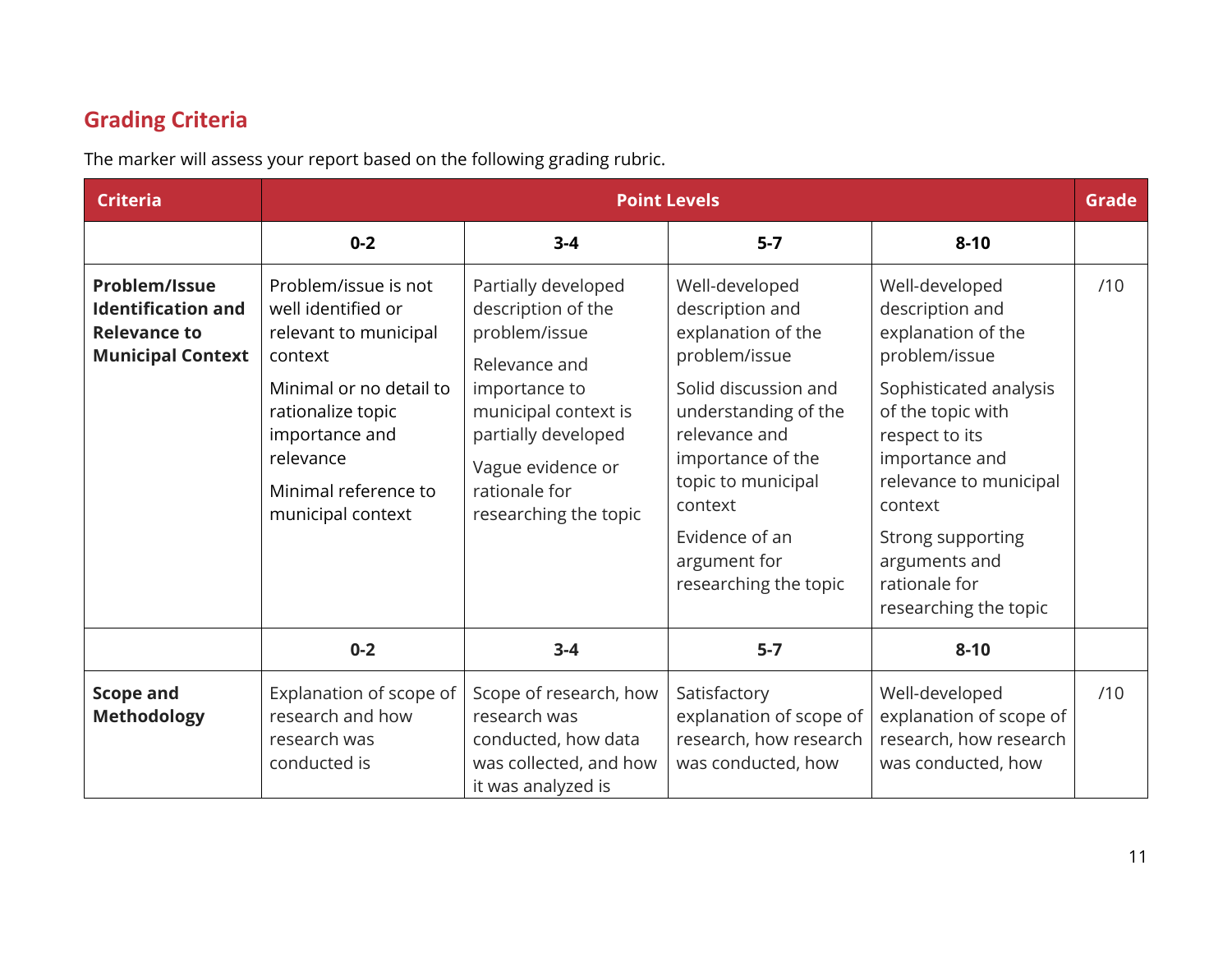## Grading Criteria

The marker will assess your report based on the following grading rubric.

| Criteria | Point Levels | | | | Grade |
|---|---|---|---|---|---|
| | **0-2** | **3-4** | **5-7** | **8-10** | |
| **Problem/Issue Identification and Relevance to Municipal Context** | Problem/issue is not well identified or relevant to municipal context<br><br>Minimal or no detail to rationalize topic importance and relevance<br><br>Minimal reference to municipal context | Partially developed description of the problem/issue<br><br>Relevance and importance to municipal context is partially developed<br><br>Vague evidence or rationale for researching the topic | Well-developed description and explanation of the problem/issue<br><br>Solid discussion and understanding of the relevance and importance of the topic to municipal context<br><br>Evidence of an argument for researching the topic | Well-developed description and explanation of the problem/issue<br><br>Sophisticated analysis of the topic with respect to its importance and relevance to municipal context<br><br>Strong supporting arguments and rationale for researching the topic | /10 |
| | **0-2** | **3-4** | **5-7** | **8-10** | |
| **Scope and Methodology** | Explanation of scope of research and how research was conducted is | Scope of research, how research was conducted, how data was collected, and how it was analyzed is | Satisfactory explanation of scope of research, how research was conducted, how | Well-developed explanation of scope of research, how research was conducted, how | /10 |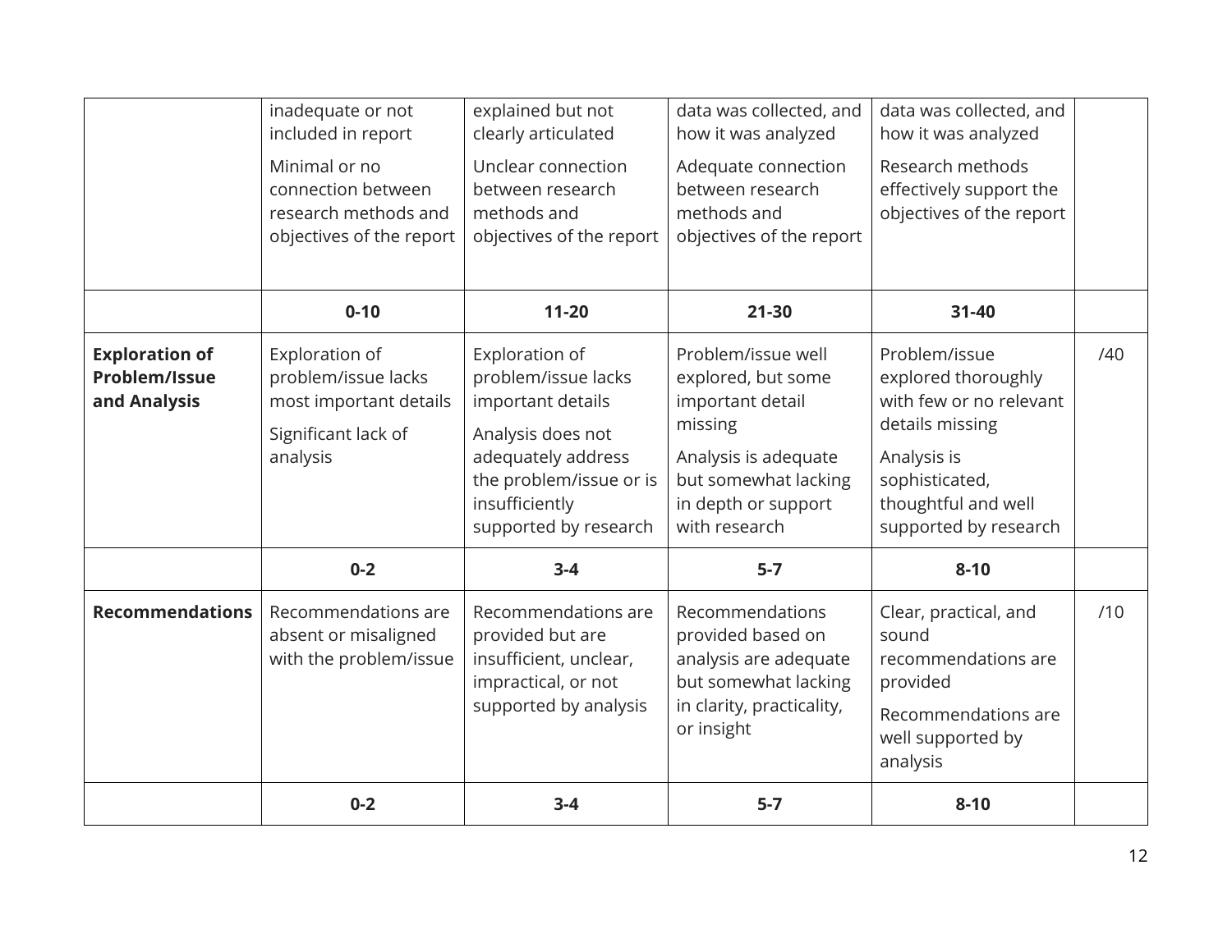| | | | | | |
|---|---|---|---|---|---|
| | inadequate or not included in report<br>Minimal or no connection between research methods and objectives of the report | explained but not clearly articulated<br>Unclear connection between research methods and objectives of the report | data was collected, and how it was analyzed<br>Adequate connection between research methods and objectives of the report | data was collected, and how it was analyzed<br>Research methods effectively support the objectives of the report | |
| | **0-10** | **11-20** | **21-30** | **31-40** | |
| **Exploration of Problem/Issue and Analysis** | Exploration of problem/issue lacks most important details<br>Significant lack of analysis | Exploration of problem/issue lacks important details<br>Analysis does not adequately address the problem/issue or is insufficiently supported by research | Problem/issue well explored, but some important detail missing<br>Analysis is adequate but somewhat lacking in depth or support with research | Problem/issue explored thoroughly with few or no relevant details missing<br>Analysis is sophisticated, thoughtful and well supported by research | /40 |
| | **0-2** | **3-4** | **5-7** | **8-10** | |
| **Recommendations** | Recommendations are absent or misaligned with the problem/issue | Recommendations are provided but are insufficient, unclear, impractical, or not supported by analysis | Recommendations provided based on analysis are adequate but somewhat lacking in clarity, practicality, or insight | Clear, practical, and sound recommendations are provided<br>Recommendations are well supported by analysis | /10 |
| | **0-2** | **3-4** | **5-7** | **8-10** | |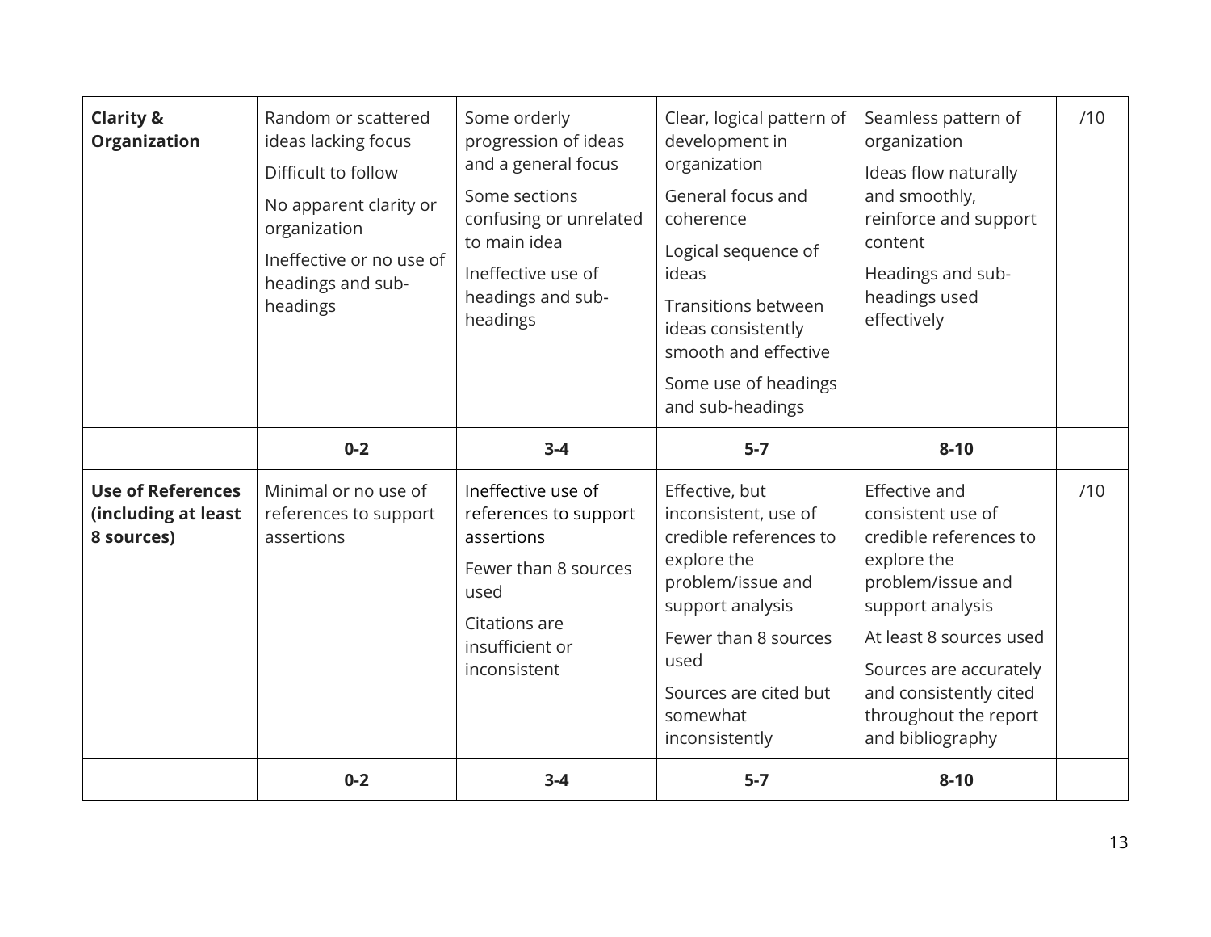| | | | | | |
|---|---|---|---|---|---|
| **Clarity & Organization** | Random or scattered ideas lacking focus<br>Difficult to follow<br>No apparent clarity or organization<br>Ineffective or no use of headings and sub-headings | Some orderly progression of ideas and a general focus<br>Some sections confusing or unrelated to main idea<br>Ineffective use of headings and sub-headings | Clear, logical pattern of development in organization<br>General focus and coherence<br>Logical sequence of ideas<br>Transitions between ideas consistently smooth and effective<br>Some use of headings and sub-headings | Seamless pattern of organization<br>Ideas flow naturally and smoothly, reinforce and support content<br>Headings and sub-headings used effectively | /10 |
| | **0-2** | **3-4** | **5-7** | **8-10** | |
| **Use of References (including at least 8 sources)** | Minimal or no use of references to support assertions | Ineffective use of references to support assertions<br>Fewer than 8 sources used<br>Citations are insufficient or inconsistent | Effective, but inconsistent, use of credible references to explore the problem/issue and support analysis<br>Fewer than 8 sources used<br>Sources are cited but somewhat inconsistently | Effective and consistent use of credible references to explore the problem/issue and support analysis<br>At least 8 sources used<br>Sources are accurately and consistently cited throughout the report and bibliography | /10 |
| | **0-2** | **3-4** | **5-7** | **8-10** | |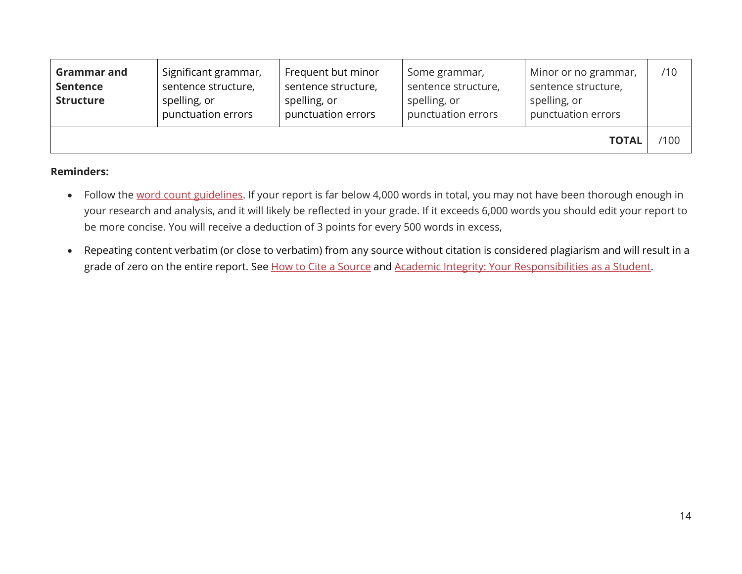| | | | | | |
|---|---|---|---|---|---|
| **Grammar and Sentence Structure** | Significant grammar, sentence structure, spelling, or punctuation errors | Frequent but minor sentence structure, spelling, or punctuation errors | Some grammar, sentence structure, spelling, or punctuation errors | Minor or no grammar, sentence structure, spelling, or punctuation errors | /10 |
| | | | | **TOTAL** | /100 |

**Reminders:**

- Follow the word count guidelines. If your report is far below 4,000 words in total, you may not have been thorough enough in your research and analysis, and it will likely be reflected in your grade. If it exceeds 6,000 words you should edit your report to be more concise. You will receive a deduction of 3 points for every 500 words in excess,
- Repeating content verbatim (or close to verbatim) from any source without citation is considered plagiarism and will result in a grade of zero on the entire report. See How to Cite a Source and Academic Integrity: Your Responsibilities as a Student.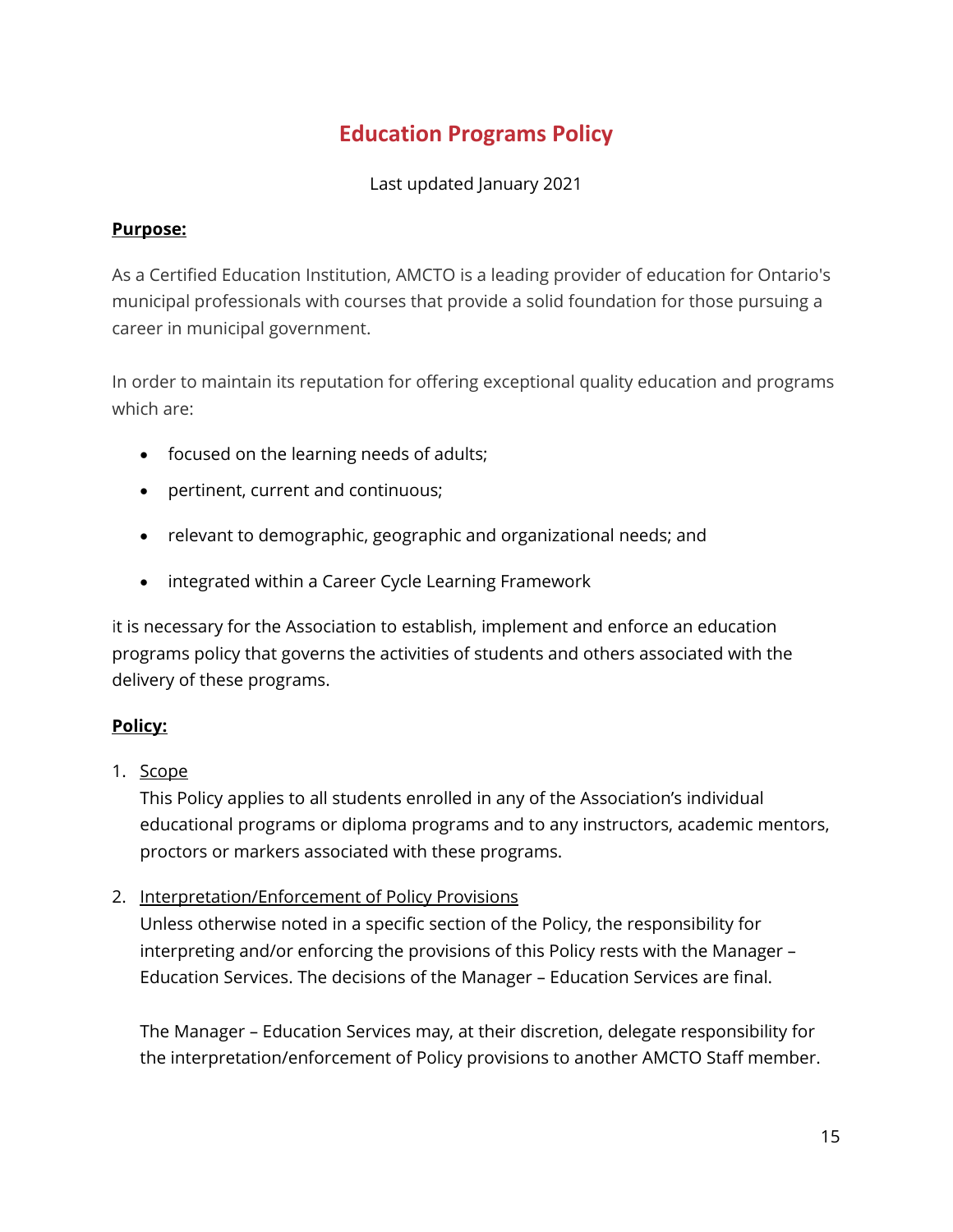# Education Programs Policy

Last updated January 2021

**Purpose:**

As a Certified Education Institution, AMCTO is a leading provider of education for Ontario's municipal professionals with courses that provide a solid foundation for those pursuing a career in municipal government.

In order to maintain its reputation for offering exceptional quality education and programs which are:

- focused on the learning needs of adults;
- pertinent, current and continuous;
- relevant to demographic, geographic and organizational needs; and
- integrated within a Career Cycle Learning Framework

it is necessary for the Association to establish, implement and enforce an education programs policy that governs the activities of students and others associated with the delivery of these programs.

**Policy:**

1. Scope

   This Policy applies to all students enrolled in any of the Association's individual educational programs or diploma programs and to any instructors, academic mentors, proctors or markers associated with these programs.

2. Interpretation/Enforcement of Policy Provisions

   Unless otherwise noted in a specific section of the Policy, the responsibility for interpreting and/or enforcing the provisions of this Policy rests with the Manager – Education Services. The decisions of the Manager – Education Services are final.

   The Manager – Education Services may, at their discretion, delegate responsibility for the interpretation/enforcement of Policy provisions to another AMCTO Staff member.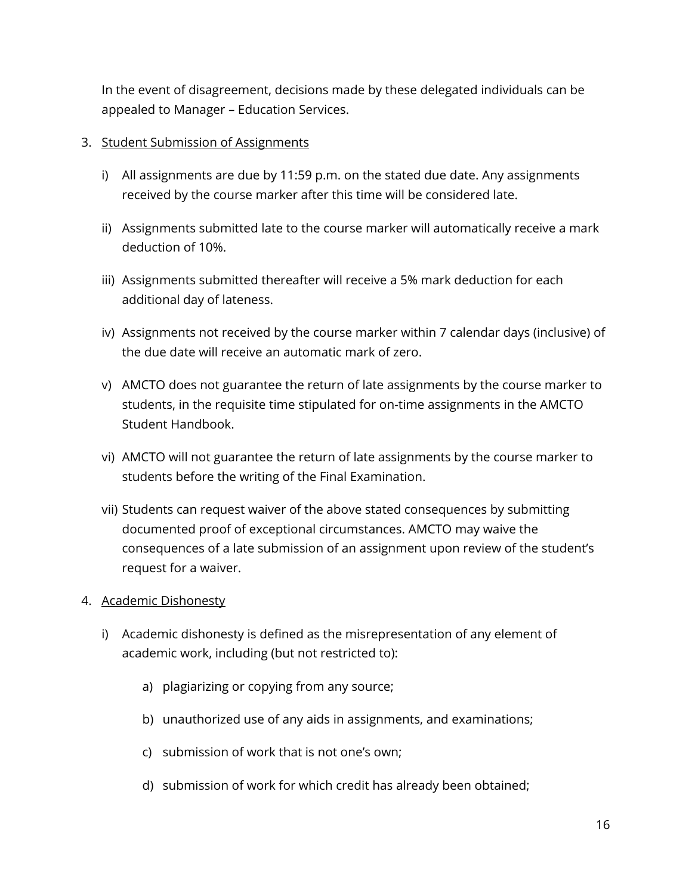In the event of disagreement, decisions made by these delegated individuals can be appealed to Manager – Education Services.

3. <u>Student Submission of Assignments</u>

   i) All assignments are due by 11:59 p.m. on the stated due date. Any assignments received by the course marker after this time will be considered late.

   ii) Assignments submitted late to the course marker will automatically receive a mark deduction of 10%.

   iii) Assignments submitted thereafter will receive a 5% mark deduction for each additional day of lateness.

   iv) Assignments not received by the course marker within 7 calendar days (inclusive) of the due date will receive an automatic mark of zero.

   v) AMCTO does not guarantee the return of late assignments by the course marker to students, in the requisite time stipulated for on-time assignments in the AMCTO Student Handbook.

   vi) AMCTO will not guarantee the return of late assignments by the course marker to students before the writing of the Final Examination.

   vii) Students can request waiver of the above stated consequences by submitting documented proof of exceptional circumstances. AMCTO may waive the consequences of a late submission of an assignment upon review of the student's request for a waiver.

4. <u>Academic Dishonesty</u>

   i) Academic dishonesty is defined as the misrepresentation of any element of academic work, including (but not restricted to):

      a) plagiarizing or copying from any source;

      b) unauthorized use of any aids in assignments, and examinations;

      c) submission of work that is not one's own;

      d) submission of work for which credit has already been obtained;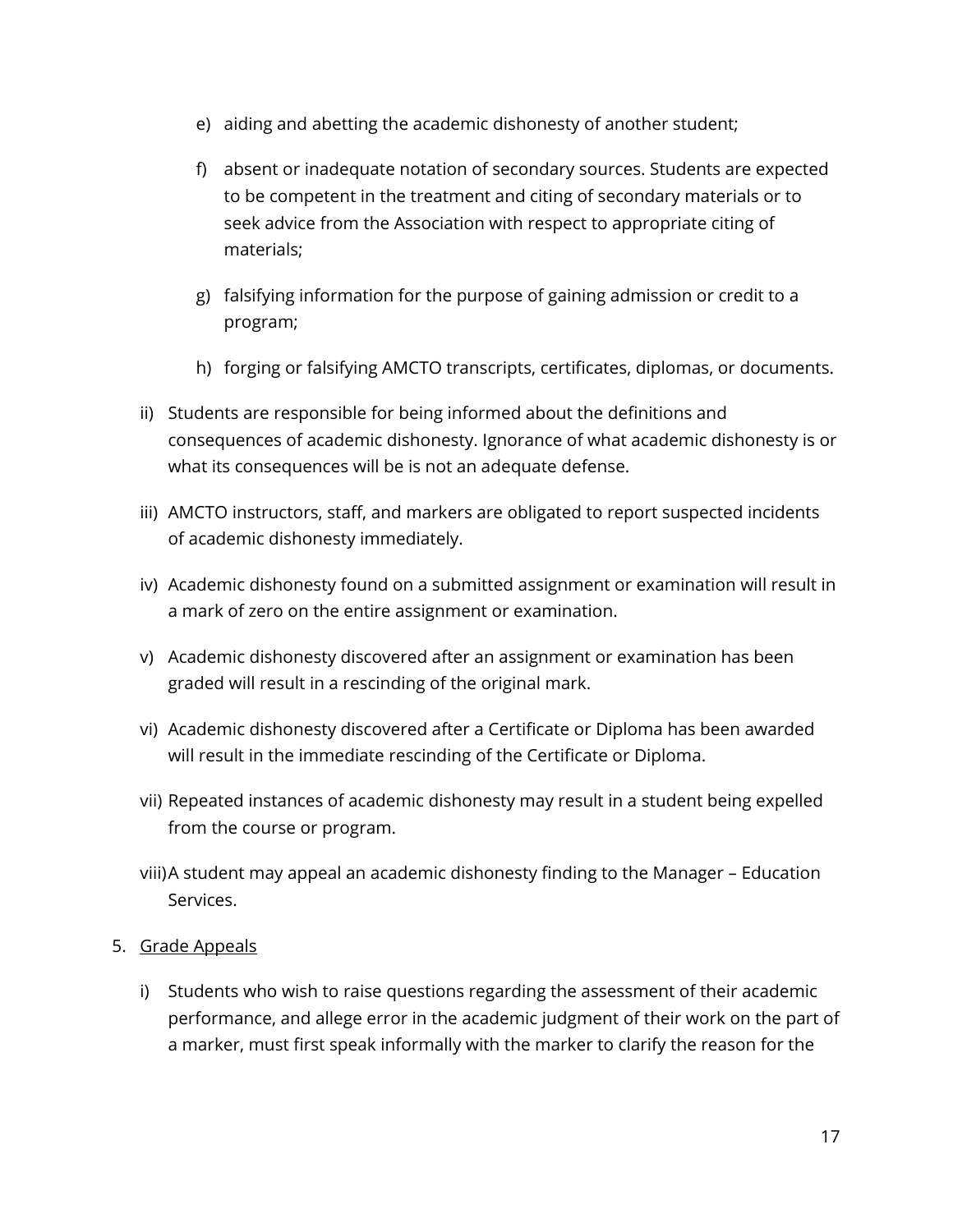e) aiding and abetting the academic dishonesty of another student;

f) absent or inadequate notation of secondary sources. Students are expected to be competent in the treatment and citing of secondary materials or to seek advice from the Association with respect to appropriate citing of materials;

g) falsifying information for the purpose of gaining admission or credit to a program;

h) forging or falsifying AMCTO transcripts, certificates, diplomas, or documents.

ii) Students are responsible for being informed about the definitions and consequences of academic dishonesty. Ignorance of what academic dishonesty is or what its consequences will be is not an adequate defense.

iii) AMCTO instructors, staff, and markers are obligated to report suspected incidents of academic dishonesty immediately.

iv) Academic dishonesty found on a submitted assignment or examination will result in a mark of zero on the entire assignment or examination.

v) Academic dishonesty discovered after an assignment or examination has been graded will result in a rescinding of the original mark.

vi) Academic dishonesty discovered after a Certificate or Diploma has been awarded will result in the immediate rescinding of the Certificate or Diploma.

vii) Repeated instances of academic dishonesty may result in a student being expelled from the course or program.

viii) A student may appeal an academic dishonesty finding to the Manager – Education Services.

5. <u>Grade Appeals</u>

i) Students who wish to raise questions regarding the assessment of their academic performance, and allege error in the academic judgment of their work on the part of a marker, must first speak informally with the marker to clarify the reason for the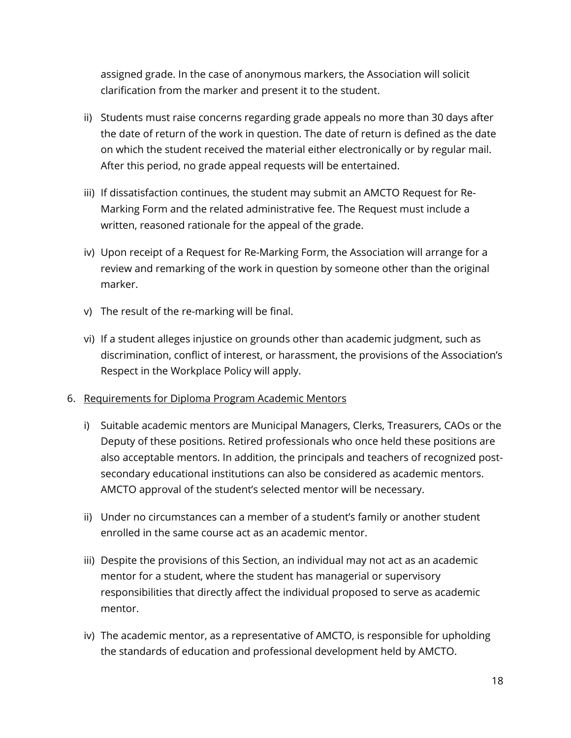assigned grade. In the case of anonymous markers, the Association will solicit clarification from the marker and present it to the student.

ii) Students must raise concerns regarding grade appeals no more than 30 days after the date of return of the work in question. The date of return is defined as the date on which the student received the material either electronically or by regular mail. After this period, no grade appeal requests will be entertained.

iii) If dissatisfaction continues, the student may submit an AMCTO Request for Re-Marking Form and the related administrative fee. The Request must include a written, reasoned rationale for the appeal of the grade.

iv) Upon receipt of a Request for Re-Marking Form, the Association will arrange for a review and remarking of the work in question by someone other than the original marker.

v) The result of the re-marking will be final.

vi) If a student alleges injustice on grounds other than academic judgment, such as discrimination, conflict of interest, or harassment, the provisions of the Association's Respect in the Workplace Policy will apply.

6. <u>Requirements for Diploma Program Academic Mentors</u>

i) Suitable academic mentors are Municipal Managers, Clerks, Treasurers, CAOs or the Deputy of these positions. Retired professionals who once held these positions are also acceptable mentors. In addition, the principals and teachers of recognized post-secondary educational institutions can also be considered as academic mentors. AMCTO approval of the student's selected mentor will be necessary.

ii) Under no circumstances can a member of a student's family or another student enrolled in the same course act as an academic mentor.

iii) Despite the provisions of this Section, an individual may not act as an academic mentor for a student, where the student has managerial or supervisory responsibilities that directly affect the individual proposed to serve as academic mentor.

iv) The academic mentor, as a representative of AMCTO, is responsible for upholding the standards of education and professional development held by AMCTO.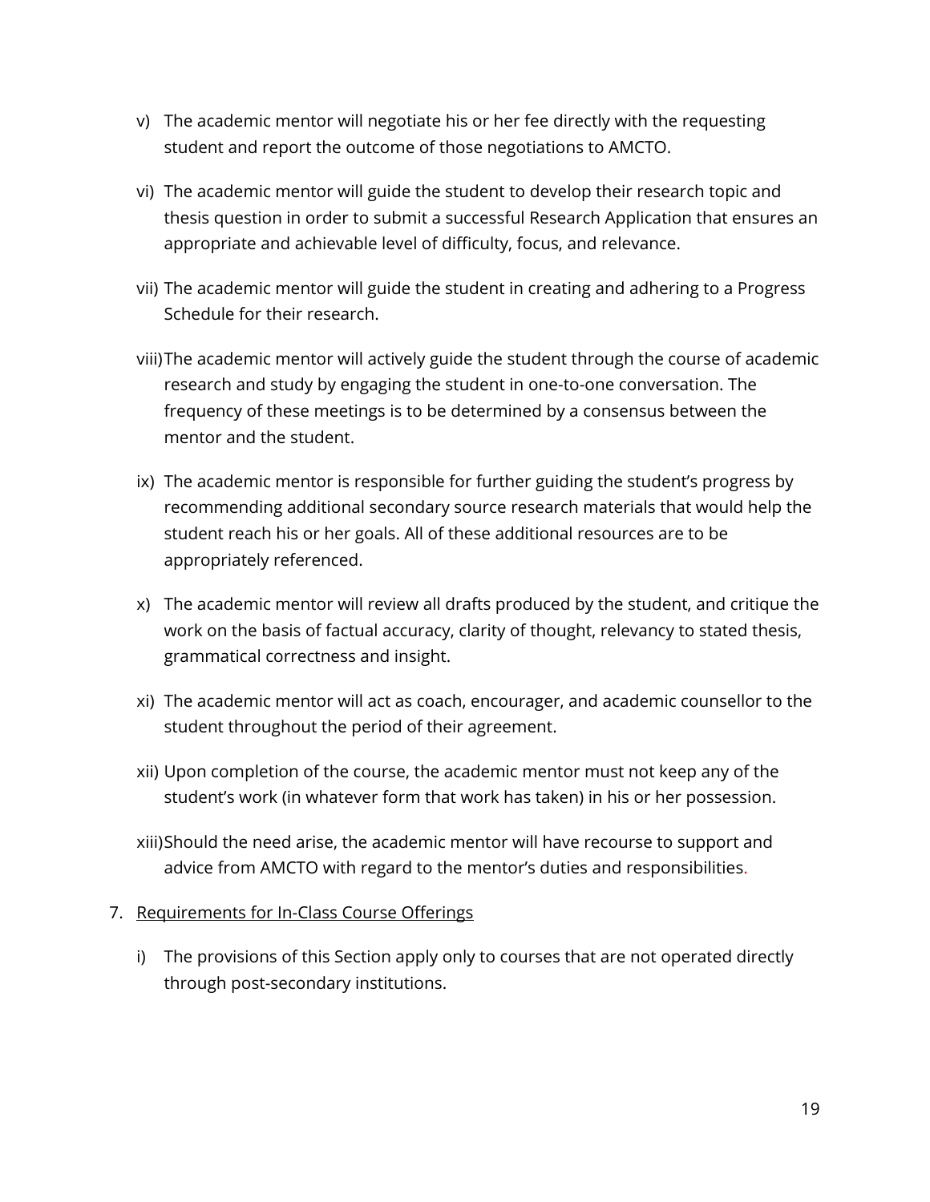v) The academic mentor will negotiate his or her fee directly with the requesting student and report the outcome of those negotiations to AMCTO.

vi) The academic mentor will guide the student to develop their research topic and thesis question in order to submit a successful Research Application that ensures an appropriate and achievable level of difficulty, focus, and relevance.

vii) The academic mentor will guide the student in creating and adhering to a Progress Schedule for their research.

viii) The academic mentor will actively guide the student through the course of academic research and study by engaging the student in one-to-one conversation. The frequency of these meetings is to be determined by a consensus between the mentor and the student.

ix) The academic mentor is responsible for further guiding the student's progress by recommending additional secondary source research materials that would help the student reach his or her goals. All of these additional resources are to be appropriately referenced.

x) The academic mentor will review all drafts produced by the student, and critique the work on the basis of factual accuracy, clarity of thought, relevancy to stated thesis, grammatical correctness and insight.

xi) The academic mentor will act as coach, encourager, and academic counsellor to the student throughout the period of their agreement.

xii) Upon completion of the course, the academic mentor must not keep any of the student's work (in whatever form that work has taken) in his or her possession.

xiii) Should the need arise, the academic mentor will have recourse to support and advice from AMCTO with regard to the mentor's duties and responsibilities.

7. <u>Requirements for In-Class Course Offerings</u>

   i) The provisions of this Section apply only to courses that are not operated directly through post-secondary institutions.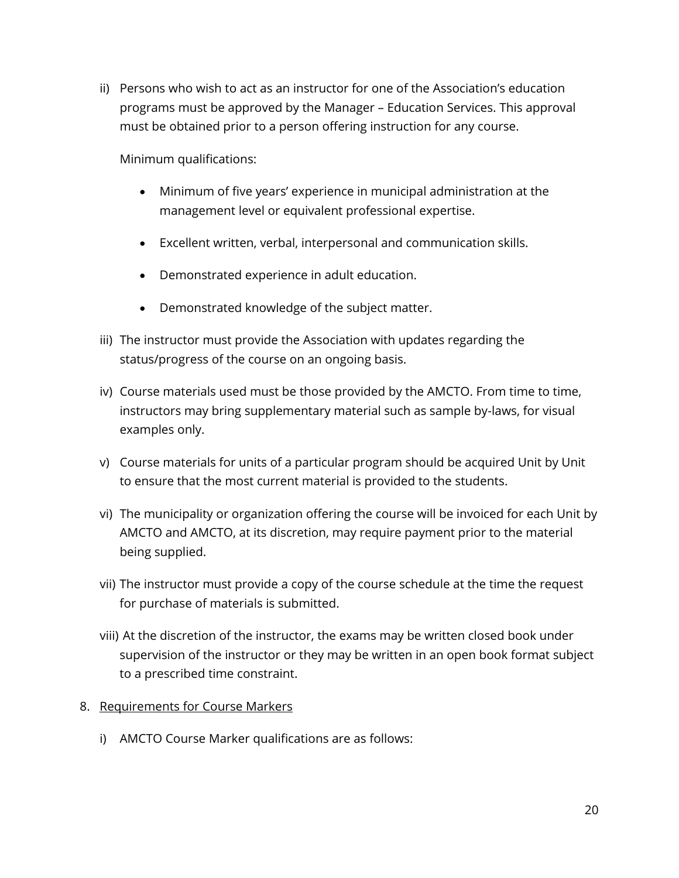ii) Persons who wish to act as an instructor for one of the Association's education programs must be approved by the Manager – Education Services. This approval must be obtained prior to a person offering instruction for any course.

    Minimum qualifications:

    - Minimum of five years' experience in municipal administration at the management level or equivalent professional expertise.
    - Excellent written, verbal, interpersonal and communication skills.
    - Demonstrated experience in adult education.
    - Demonstrated knowledge of the subject matter.

iii) The instructor must provide the Association with updates regarding the status/progress of the course on an ongoing basis.

iv) Course materials used must be those provided by the AMCTO. From time to time, instructors may bring supplementary material such as sample by-laws, for visual examples only.

v) Course materials for units of a particular program should be acquired Unit by Unit to ensure that the most current material is provided to the students.

vi) The municipality or organization offering the course will be invoiced for each Unit by AMCTO and AMCTO, at its discretion, may require payment prior to the material being supplied.

vii) The instructor must provide a copy of the course schedule at the time the request for purchase of materials is submitted.

viii) At the discretion of the instructor, the exams may be written closed book under supervision of the instructor or they may be written in an open book format subject to a prescribed time constraint.

8. <u>Requirements for Course Markers</u>

    i) AMCTO Course Marker qualifications are as follows: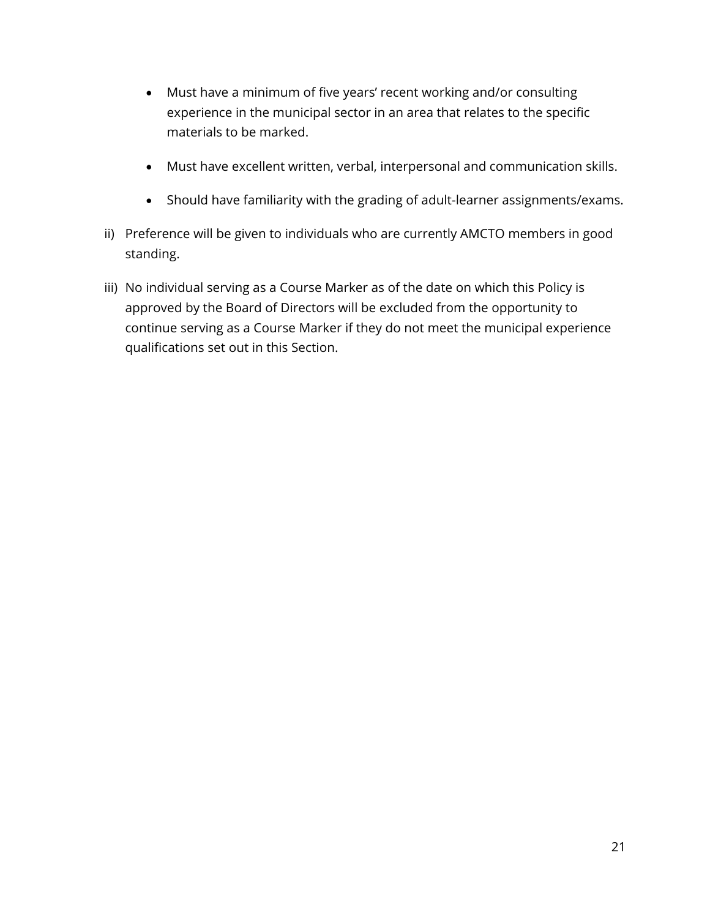- Must have a minimum of five years' recent working and/or consulting experience in the municipal sector in an area that relates to the specific materials to be marked.

- Must have excellent written, verbal, interpersonal and communication skills.

- Should have familiarity with the grading of adult-learner assignments/exams.

ii) Preference will be given to individuals who are currently AMCTO members in good standing.

iii) No individual serving as a Course Marker as of the date on which this Policy is approved by the Board of Directors will be excluded from the opportunity to continue serving as a Course Marker if they do not meet the municipal experience qualifications set out in this Section.